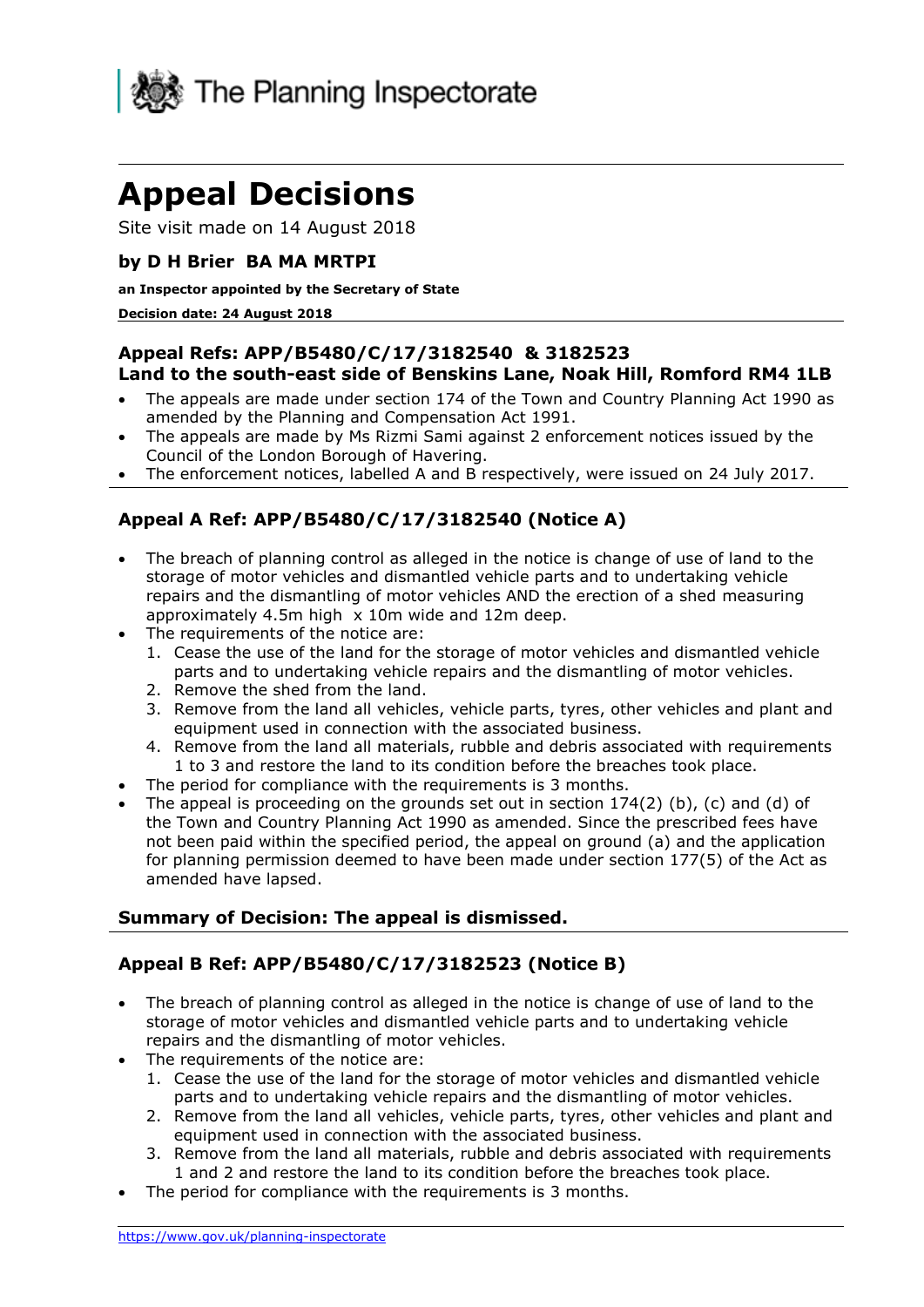The Planning Inspectorate

# Appeal Decisions

Site visit made on 14 August 2018

### by D H Brier BA MA MRTPI

**an Inspector appointed by the Secretary of State**

**Decision date: 24 August 2018**

---

### Appeal Refs: APP/B5480/C/17/3182540 & 3182523
### Land to the south-east side of Benskins Lane, Noak Hill, Romford RM4 1LB

- The appeals are made under section 174 of the Town and Country Planning Act 1990 as amended by the Planning and Compensation Act 1991.
- The appeals are made by Ms Rizmi Sami against 2 enforcement notices issued by the Council of the London Borough of Havering.
- The enforcement notices, labelled A and B respectively, were issued on 24 July 2017.

---

### Appeal A Ref: APP/B5480/C/17/3182540 (Notice A)

- The breach of planning control as alleged in the notice is change of use of land to the storage of motor vehicles and dismantled vehicle parts and to undertaking vehicle repairs and the dismantling of motor vehicles AND the erection of a shed measuring approximately 4.5m high x 10m wide and 12m deep.
- The requirements of the notice are:
  1. Cease the use of the land for the storage of motor vehicles and dismantled vehicle parts and to undertaking vehicle repairs and the dismantling of motor vehicles.
  2. Remove the shed from the land.
  3. Remove from the land all vehicles, vehicle parts, tyres, other vehicles and plant and equipment used in connection with the associated business.
  4. Remove from the land all materials, rubble and debris associated with requirements 1 to 3 and restore the land to its condition before the breaches took place.
- The period for compliance with the requirements is 3 months.
- The appeal is proceeding on the grounds set out in section 174(2) (b), (c) and (d) of the Town and Country Planning Act 1990 as amended. Since the prescribed fees have not been paid within the specified period, the appeal on ground (a) and the application for planning permission deemed to have been made under section 177(5) of the Act as amended have lapsed.

---

**Summary of Decision: The appeal is dismissed.**

---

### Appeal B Ref: APP/B5480/C/17/3182523 (Notice B)

- The breach of planning control as alleged in the notice is change of use of land to the storage of motor vehicles and dismantled vehicle parts and to undertaking vehicle repairs and the dismantling of motor vehicles.
- The requirements of the notice are:
  1. Cease the use of the land for the storage of motor vehicles and dismantled vehicle parts and to undertaking vehicle repairs and the dismantling of motor vehicles.
  2. Remove from the land all vehicles, vehicle parts, tyres, other vehicles and plant and equipment used in connection with the associated business.
  3. Remove from the land all materials, rubble and debris associated with requirements 1 and 2 and restore the land to its condition before the breaches took place.
- The period for compliance with the requirements is 3 months.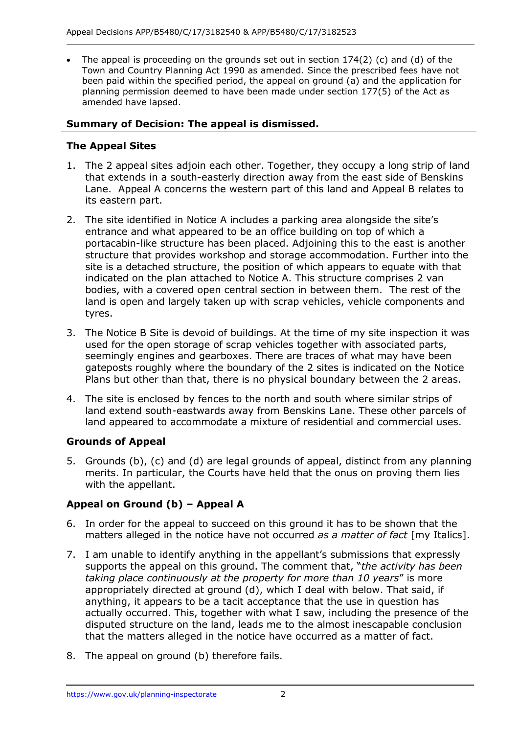- The appeal is proceeding on the grounds set out in section 174(2) (c) and (d) of the Town and Country Planning Act 1990 as amended. Since the prescribed fees have not been paid within the specified period, the appeal on ground (a) and the application for planning permission deemed to have been made under section 177(5) of the Act as amended have lapsed.

**Summary of Decision: The appeal is dismissed.**

## The Appeal Sites

1. The 2 appeal sites adjoin each other. Together, they occupy a long strip of land that extends in a south-easterly direction away from the east side of Benskins Lane. Appeal A concerns the western part of this land and Appeal B relates to its eastern part.
2. The site identified in Notice A includes a parking area alongside the site's entrance and what appeared to be an office building on top of which a portacabin-like structure has been placed. Adjoining this to the east is another structure that provides workshop and storage accommodation. Further into the site is a detached structure, the position of which appears to equate with that indicated on the plan attached to Notice A. This structure comprises 2 van bodies, with a covered open central section in between them. The rest of the land is open and largely taken up with scrap vehicles, vehicle components and tyres.
3. The Notice B Site is devoid of buildings. At the time of my site inspection it was used for the open storage of scrap vehicles together with associated parts, seemingly engines and gearboxes. There are traces of what may have been gateposts roughly where the boundary of the 2 sites is indicated on the Notice Plans but other than that, there is no physical boundary between the 2 areas.
4. The site is enclosed by fences to the north and south where similar strips of land extend south-eastwards away from Benskins Lane. These other parcels of land appeared to accommodate a mixture of residential and commercial uses.

## Grounds of Appeal

5. Grounds (b), (c) and (d) are legal grounds of appeal, distinct from any planning merits. In particular, the Courts have held that the onus on proving them lies with the appellant.

## Appeal on Ground (b) – Appeal A

6. In order for the appeal to succeed on this ground it has to be shown that the matters alleged in the notice have not occurred *as a matter of fact* [my Italics].
7. I am unable to identify anything in the appellant's submissions that expressly supports the appeal on this ground. The comment that, "*the activity has been taking place continuously at the property for more than 10 years*" is more appropriately directed at ground (d), which I deal with below. That said, if anything, it appears to be a tacit acceptance that the use in question has actually occurred. This, together with what I saw, including the presence of the disputed structure on the land, leads me to the almost inescapable conclusion that the matters alleged in the notice have occurred as a matter of fact.
8. The appeal on ground (b) therefore fails.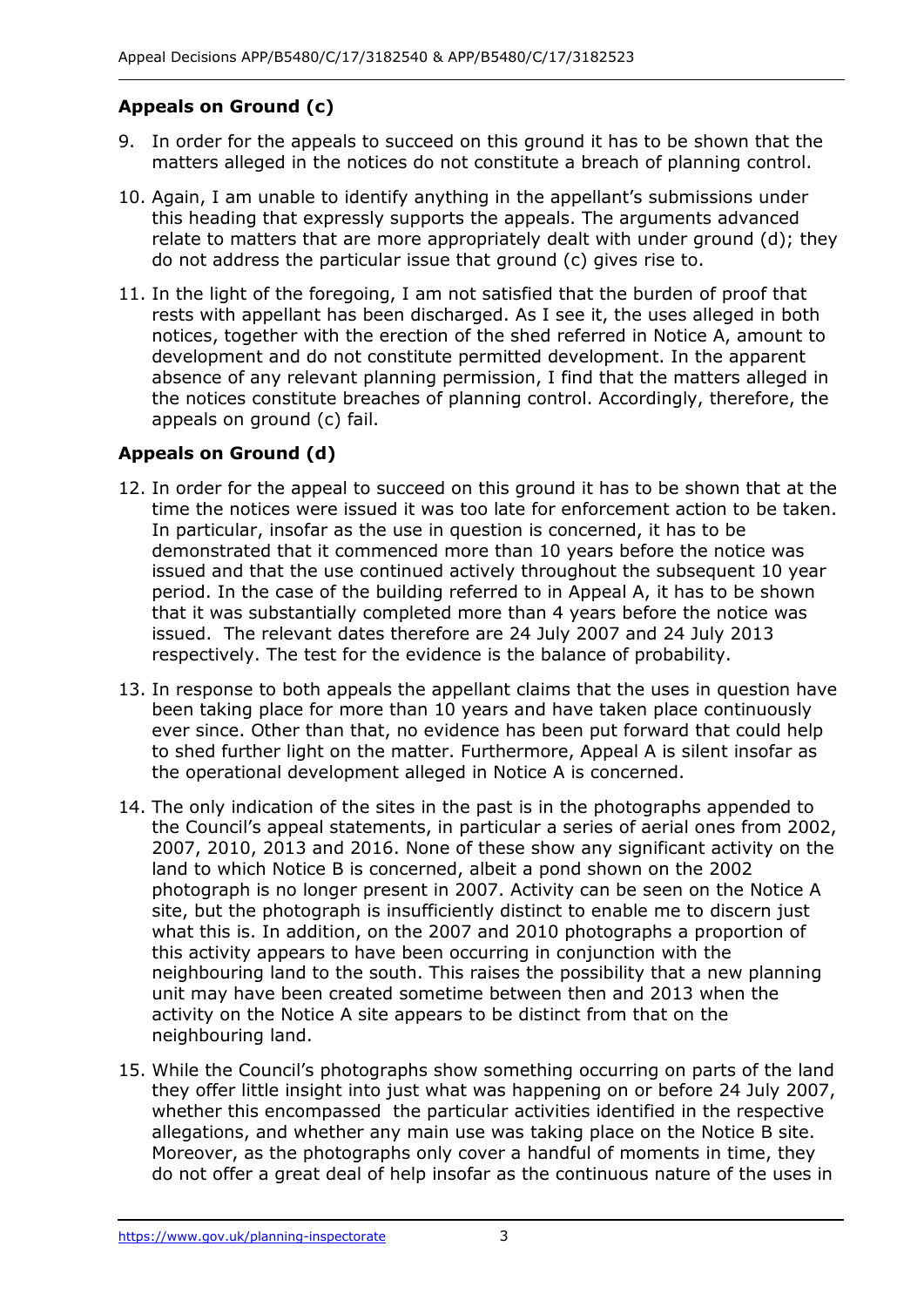### Appeals on Ground (c)

9. In order for the appeals to succeed on this ground it has to be shown that the matters alleged in the notices do not constitute a breach of planning control.

10. Again, I am unable to identify anything in the appellant's submissions under this heading that expressly supports the appeals. The arguments advanced relate to matters that are more appropriately dealt with under ground (d); they do not address the particular issue that ground (c) gives rise to.

11. In the light of the foregoing, I am not satisfied that the burden of proof that rests with appellant has been discharged. As I see it, the uses alleged in both notices, together with the erection of the shed referred in Notice A, amount to development and do not constitute permitted development. In the apparent absence of any relevant planning permission, I find that the matters alleged in the notices constitute breaches of planning control. Accordingly, therefore, the appeals on ground (c) fail.

### Appeals on Ground (d)

12. In order for the appeal to succeed on this ground it has to be shown that at the time the notices were issued it was too late for enforcement action to be taken. In particular, insofar as the use in question is concerned, it has to be demonstrated that it commenced more than 10 years before the notice was issued and that the use continued actively throughout the subsequent 10 year period. In the case of the building referred to in Appeal A, it has to be shown that it was substantially completed more than 4 years before the notice was issued. The relevant dates therefore are 24 July 2007 and 24 July 2013 respectively. The test for the evidence is the balance of probability.

13. In response to both appeals the appellant claims that the uses in question have been taking place for more than 10 years and have taken place continuously ever since. Other than that, no evidence has been put forward that could help to shed further light on the matter. Furthermore, Appeal A is silent insofar as the operational development alleged in Notice A is concerned.

14. The only indication of the sites in the past is in the photographs appended to the Council's appeal statements, in particular a series of aerial ones from 2002, 2007, 2010, 2013 and 2016. None of these show any significant activity on the land to which Notice B is concerned, albeit a pond shown on the 2002 photograph is no longer present in 2007. Activity can be seen on the Notice A site, but the photograph is insufficiently distinct to enable me to discern just what this is. In addition, on the 2007 and 2010 photographs a proportion of this activity appears to have been occurring in conjunction with the neighbouring land to the south. This raises the possibility that a new planning unit may have been created sometime between then and 2013 when the activity on the Notice A site appears to be distinct from that on the neighbouring land.

15. While the Council's photographs show something occurring on parts of the land they offer little insight into just what was happening on or before 24 July 2007, whether this encompassed the particular activities identified in the respective allegations, and whether any main use was taking place on the Notice B site. Moreover, as the photographs only cover a handful of moments in time, they do not offer a great deal of help insofar as the continuous nature of the uses in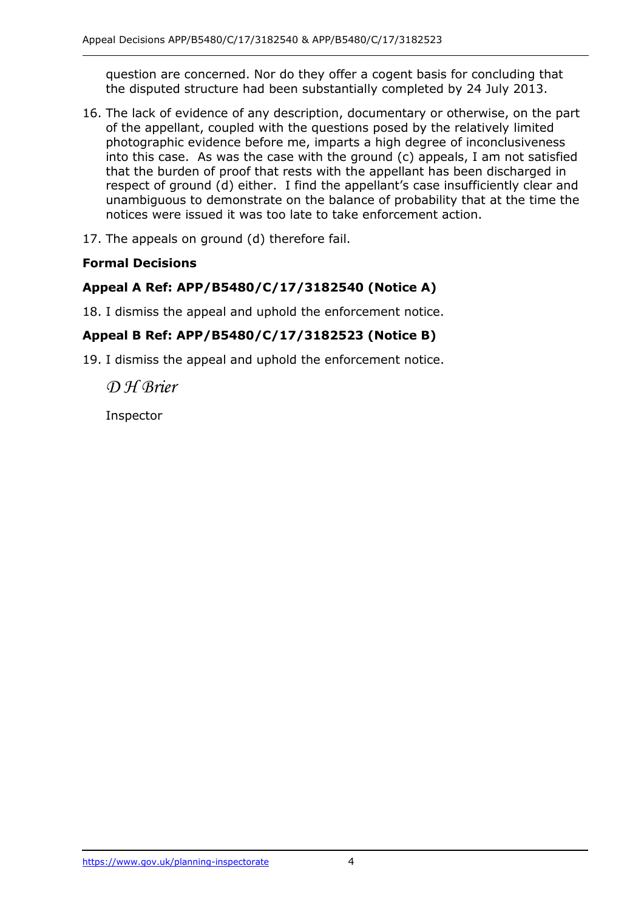question are concerned. Nor do they offer a cogent basis for concluding that the disputed structure had been substantially completed by 24 July 2013.

16. The lack of evidence of any description, documentary or otherwise, on the part of the appellant, coupled with the questions posed by the relatively limited photographic evidence before me, imparts a high degree of inconclusiveness into this case. As was the case with the ground (c) appeals, I am not satisfied that the burden of proof that rests with the appellant has been discharged in respect of ground (d) either. I find the appellant's case insufficiently clear and unambiguous to demonstrate on the balance of probability that at the time the notices were issued it was too late to take enforcement action.

17. The appeals on ground (d) therefore fail.

**Formal Decisions**

**Appeal A Ref: APP/B5480/C/17/3182540 (Notice A)**

18. I dismiss the appeal and uphold the enforcement notice.

**Appeal B Ref: APP/B5480/C/17/3182523 (Notice B)**

19. I dismiss the appeal and uphold the enforcement notice.

*D H Brier*

Inspector